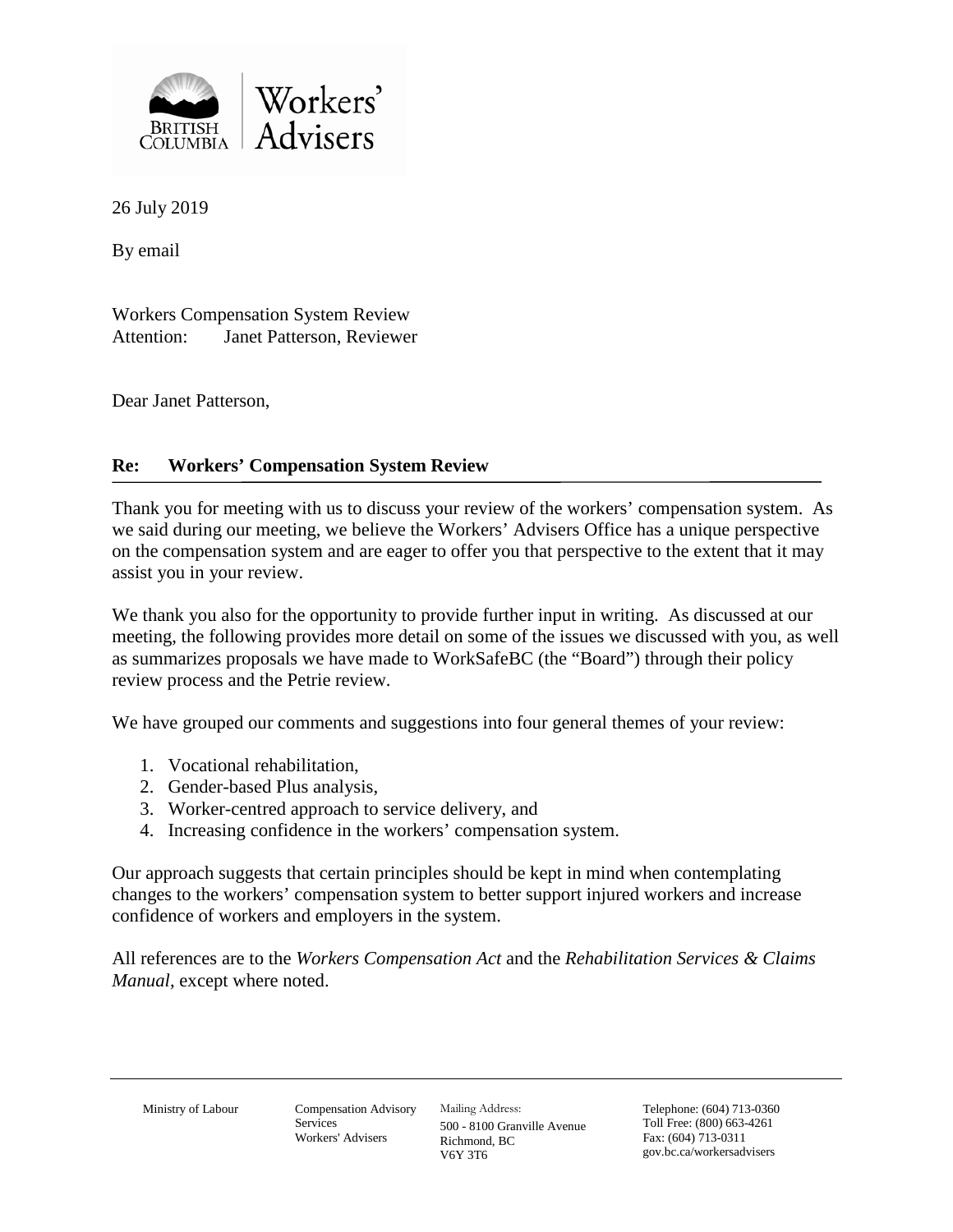British Columbia | Workers' Advisers

26 July 2019

By email

Workers Compensation System Review
Attention: Janet Patterson, Reviewer

Dear Janet Patterson,

**Re: Workers' Compensation System Review**

Thank you for meeting with us to discuss your review of the workers' compensation system. As we said during our meeting, we believe the Workers' Advisers Office has a unique perspective on the compensation system and are eager to offer you that perspective to the extent that it may assist you in your review.

We thank you also for the opportunity to provide further input in writing. As discussed at our meeting, the following provides more detail on some of the issues we discussed with you, as well as summarizes proposals we have made to WorkSafeBC (the "Board") through their policy review process and the Petrie review.

We have grouped our comments and suggestions into four general themes of your review:

1. Vocational rehabilitation,
2. Gender-based Plus analysis,
3. Worker-centred approach to service delivery, and
4. Increasing confidence in the workers' compensation system.

Our approach suggests that certain principles should be kept in mind when contemplating changes to the workers' compensation system to better support injured workers and increase confidence of workers and employers in the system.

All references are to the *Workers Compensation Act* and the *Rehabilitation Services & Claims Manual*, except where noted.

Ministry of Labour | Compensation Advisory Services Workers' Advisers | Mailing Address: 500 - 8100 Granville Avenue Richmond, BC V6Y 3T6 | Telephone: (604) 713-0360 Toll Free: (800) 663-4261 Fax: (604) 713-0311 gov.bc.ca/workersadvisers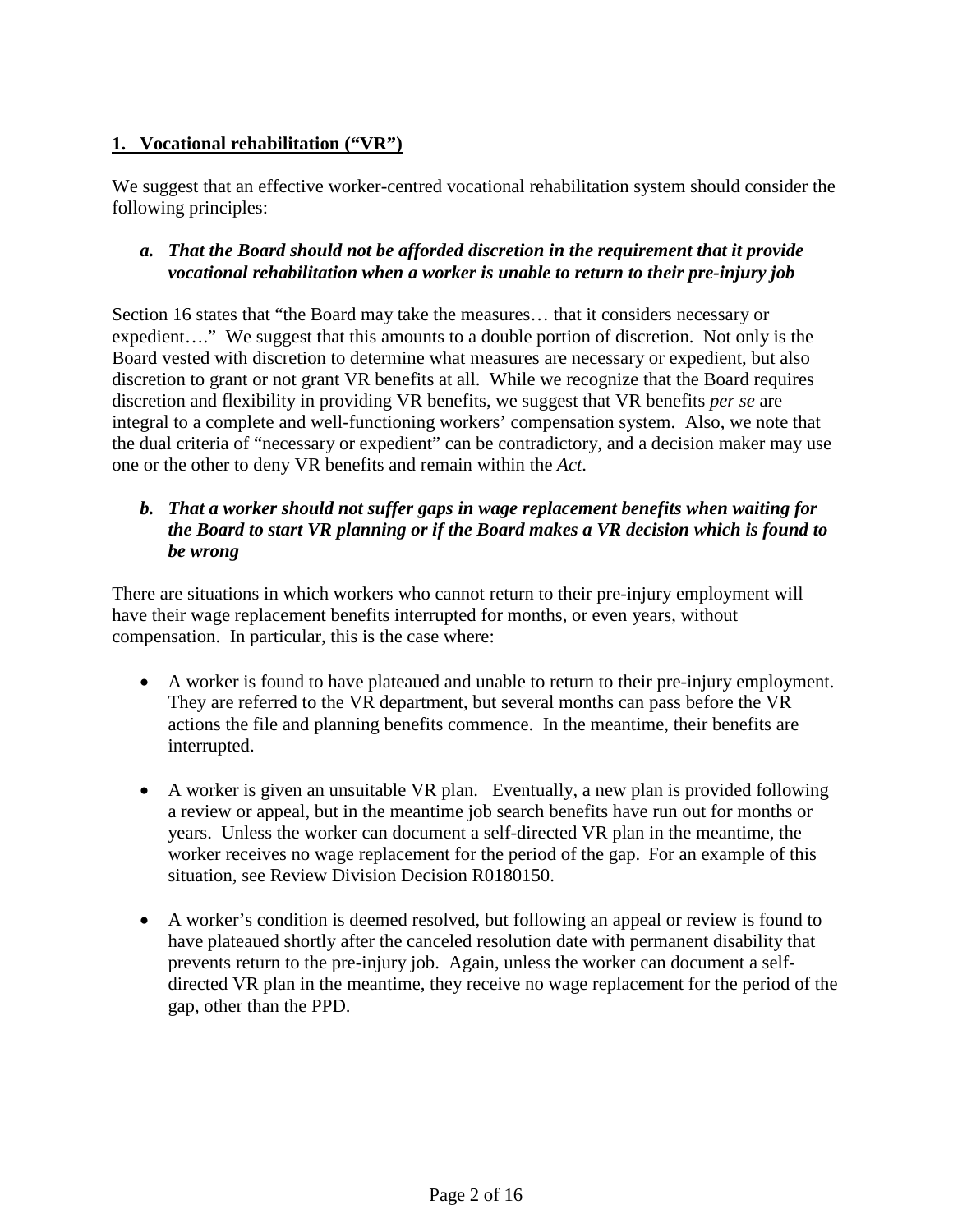## 1. Vocational rehabilitation ("VR")

We suggest that an effective worker-centred vocational rehabilitation system should consider the following principles:

### *a. That the Board should not be afforded discretion in the requirement that it provide vocational rehabilitation when a worker is unable to return to their pre-injury job*

Section 16 states that "the Board may take the measures… that it considers necessary or expedient…." We suggest that this amounts to a double portion of discretion. Not only is the Board vested with discretion to determine what measures are necessary or expedient, but also discretion to grant or not grant VR benefits at all. While we recognize that the Board requires discretion and flexibility in providing VR benefits, we suggest that VR benefits *per se* are integral to a complete and well-functioning workers' compensation system. Also, we note that the dual criteria of "necessary or expedient" can be contradictory, and a decision maker may use one or the other to deny VR benefits and remain within the *Act*.

### *b. That a worker should not suffer gaps in wage replacement benefits when waiting for the Board to start VR planning or if the Board makes a VR decision which is found to be wrong*

There are situations in which workers who cannot return to their pre-injury employment will have their wage replacement benefits interrupted for months, or even years, without compensation. In particular, this is the case where:

- A worker is found to have plateaued and unable to return to their pre-injury employment. They are referred to the VR department, but several months can pass before the VR actions the file and planning benefits commence. In the meantime, their benefits are interrupted.

- A worker is given an unsuitable VR plan. Eventually, a new plan is provided following a review or appeal, but in the meantime job search benefits have run out for months or years. Unless the worker can document a self-directed VR plan in the meantime, the worker receives no wage replacement for the period of the gap. For an example of this situation, see Review Division Decision R0180150.

- A worker's condition is deemed resolved, but following an appeal or review is found to have plateaued shortly after the canceled resolution date with permanent disability that prevents return to the pre-injury job. Again, unless the worker can document a self-directed VR plan in the meantime, they receive no wage replacement for the period of the gap, other than the PPD.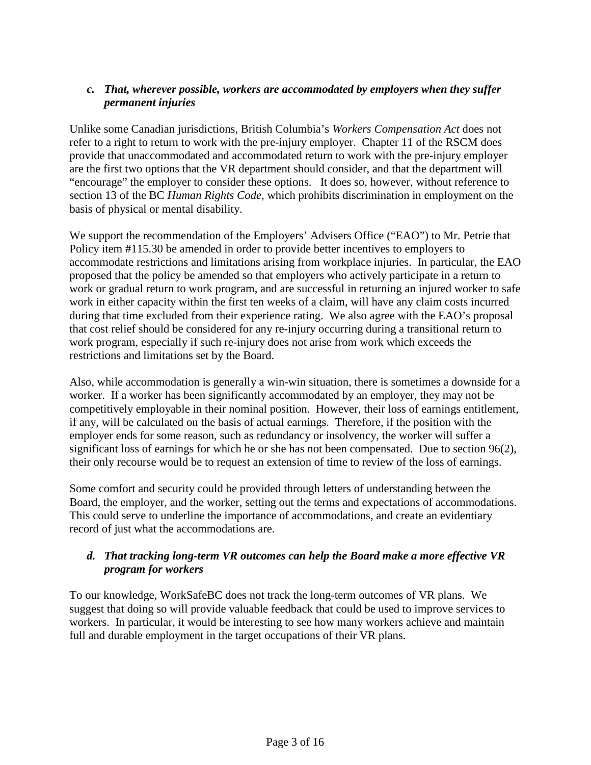### *c. That, wherever possible, workers are accommodated by employers when they suffer permanent injuries*

Unlike some Canadian jurisdictions, British Columbia's *Workers Compensation Act* does not refer to a right to return to work with the pre-injury employer. Chapter 11 of the RSCM does provide that unaccommodated and accommodated return to work with the pre-injury employer are the first two options that the VR department should consider, and that the department will "encourage" the employer to consider these options. It does so, however, without reference to section 13 of the BC *Human Rights Code*, which prohibits discrimination in employment on the basis of physical or mental disability.

We support the recommendation of the Employers' Advisers Office ("EAO") to Mr. Petrie that Policy item #115.30 be amended in order to provide better incentives to employers to accommodate restrictions and limitations arising from workplace injuries. In particular, the EAO proposed that the policy be amended so that employers who actively participate in a return to work or gradual return to work program, and are successful in returning an injured worker to safe work in either capacity within the first ten weeks of a claim, will have any claim costs incurred during that time excluded from their experience rating. We also agree with the EAO's proposal that cost relief should be considered for any re-injury occurring during a transitional return to work program, especially if such re-injury does not arise from work which exceeds the restrictions and limitations set by the Board.

Also, while accommodation is generally a win-win situation, there is sometimes a downside for a worker. If a worker has been significantly accommodated by an employer, they may not be competitively employable in their nominal position. However, their loss of earnings entitlement, if any, will be calculated on the basis of actual earnings. Therefore, if the position with the employer ends for some reason, such as redundancy or insolvency, the worker will suffer a significant loss of earnings for which he or she has not been compensated. Due to section 96(2), their only recourse would be to request an extension of time to review of the loss of earnings.

Some comfort and security could be provided through letters of understanding between the Board, the employer, and the worker, setting out the terms and expectations of accommodations. This could serve to underline the importance of accommodations, and create an evidentiary record of just what the accommodations are.

### *d. That tracking long-term VR outcomes can help the Board make a more effective VR program for workers*

To our knowledge, WorkSafeBC does not track the long-term outcomes of VR plans. We suggest that doing so will provide valuable feedback that could be used to improve services to workers. In particular, it would be interesting to see how many workers achieve and maintain full and durable employment in the target occupations of their VR plans.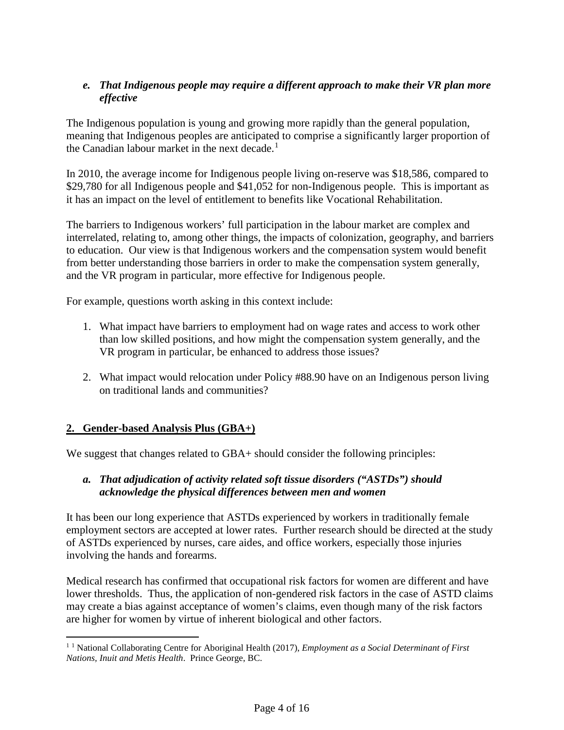### *e. That Indigenous people may require a different approach to make their VR plan more effective*

The Indigenous population is young and growing more rapidly than the general population, meaning that Indigenous peoples are anticipated to comprise a significantly larger proportion of the Canadian labour market in the next decade.[1]

In 2010, the average income for Indigenous people living on-reserve was $18,586, compared to $29,780 for all Indigenous people and $41,052 for non-Indigenous people. This is important as it has an impact on the level of entitlement to benefits like Vocational Rehabilitation.

The barriers to Indigenous workers' full participation in the labour market are complex and interrelated, relating to, among other things, the impacts of colonization, geography, and barriers to education. Our view is that Indigenous workers and the compensation system would benefit from better understanding those barriers in order to make the compensation system generally, and the VR program in particular, more effective for Indigenous people.

For example, questions worth asking in this context include:

1. What impact have barriers to employment had on wage rates and access to work other than low skilled positions, and how might the compensation system generally, and the VR program in particular, be enhanced to address those issues?

2. What impact would relocation under Policy #88.90 have on an Indigenous person living on traditional lands and communities?

## 2. Gender-based Analysis Plus (GBA+)

We suggest that changes related to GBA+ should consider the following principles:

### *a. That adjudication of activity related soft tissue disorders ("ASTDs") should acknowledge the physical differences between men and women*

It has been our long experience that ASTDs experienced by workers in traditionally female employment sectors are accepted at lower rates. Further research should be directed at the study of ASTDs experienced by nurses, care aides, and office workers, especially those injuries involving the hands and forearms.

Medical research has confirmed that occupational risk factors for women are different and have lower thresholds. Thus, the application of non-gendered risk factors in the case of ASTD claims may create a bias against acceptance of women's claims, even though many of the risk factors are higher for women by virtue of inherent biological and other factors.

---

[1] [1] National Collaborating Centre for Aboriginal Health (2017), *Employment as a Social Determinant of First Nations, Inuit and Metis Health*. Prince George, BC.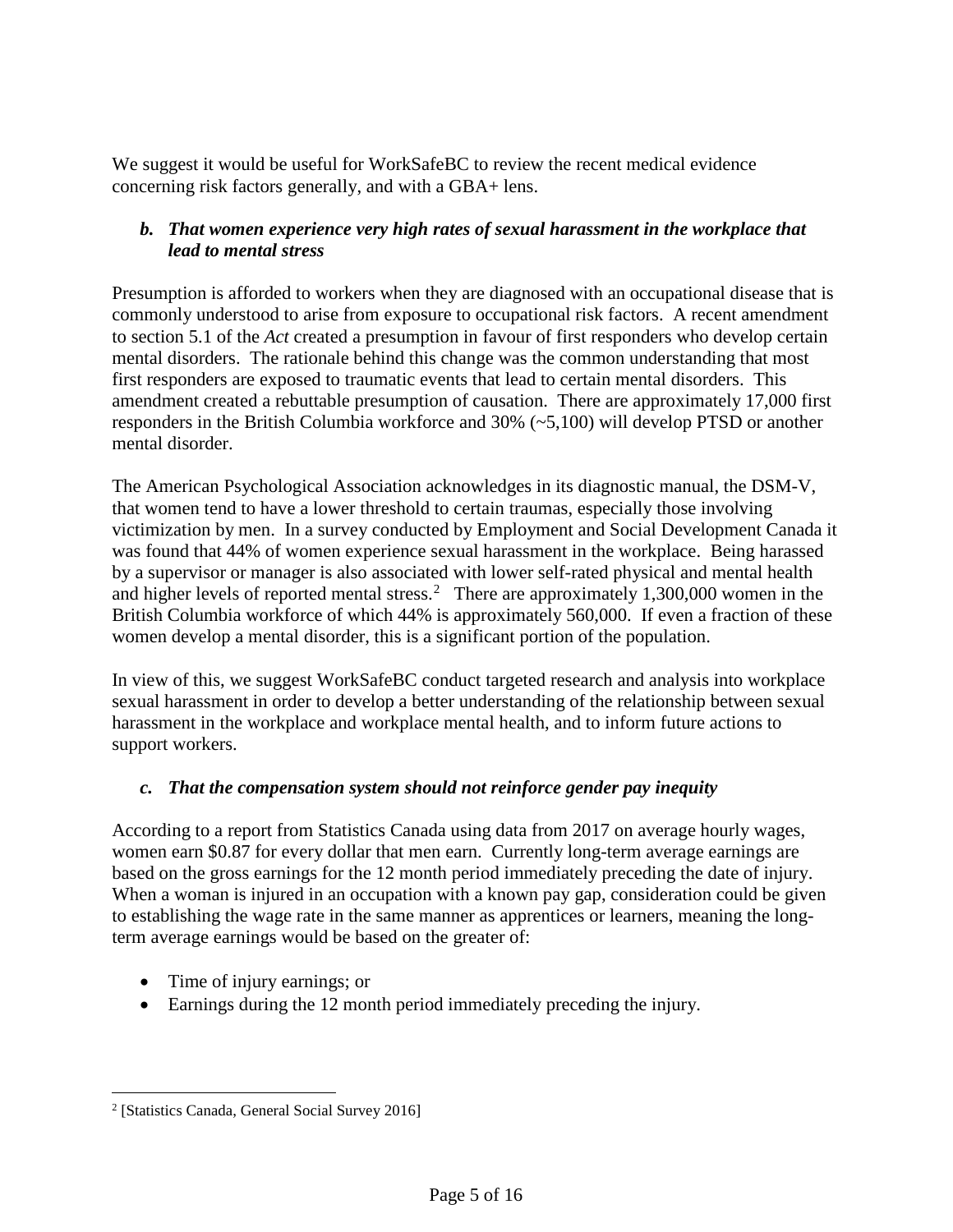We suggest it would be useful for WorkSafeBC to review the recent medical evidence concerning risk factors generally, and with a GBA+ lens.

***b. That women experience very high rates of sexual harassment in the workplace that lead to mental stress***

Presumption is afforded to workers when they are diagnosed with an occupational disease that is commonly understood to arise from exposure to occupational risk factors. A recent amendment to section 5.1 of the *Act* created a presumption in favour of first responders who develop certain mental disorders. The rationale behind this change was the common understanding that most first responders are exposed to traumatic events that lead to certain mental disorders. This amendment created a rebuttable presumption of causation. There are approximately 17,000 first responders in the British Columbia workforce and 30% (~5,100) will develop PTSD or another mental disorder.

The American Psychological Association acknowledges in its diagnostic manual, the DSM-V, that women tend to have a lower threshold to certain traumas, especially those involving victimization by men. In a survey conducted by Employment and Social Development Canada it was found that 44% of women experience sexual harassment in the workplace. Being harassed by a supervisor or manager is also associated with lower self-rated physical and mental health and higher levels of reported mental stress.[2] There are approximately 1,300,000 women in the British Columbia workforce of which 44% is approximately 560,000. If even a fraction of these women develop a mental disorder, this is a significant portion of the population.

In view of this, we suggest WorkSafeBC conduct targeted research and analysis into workplace sexual harassment in order to develop a better understanding of the relationship between sexual harassment in the workplace and workplace mental health, and to inform future actions to support workers.

***c. That the compensation system should not reinforce gender pay inequity***

According to a report from Statistics Canada using data from 2017 on average hourly wages, women earn $0.87 for every dollar that men earn. Currently long-term average earnings are based on the gross earnings for the 12 month period immediately preceding the date of injury. When a woman is injured in an occupation with a known pay gap, consideration could be given to establishing the wage rate in the same manner as apprentices or learners, meaning the long-term average earnings would be based on the greater of:

- Time of injury earnings; or
- Earnings during the 12 month period immediately preceding the injury.

---

[2] [Statistics Canada, General Social Survey 2016]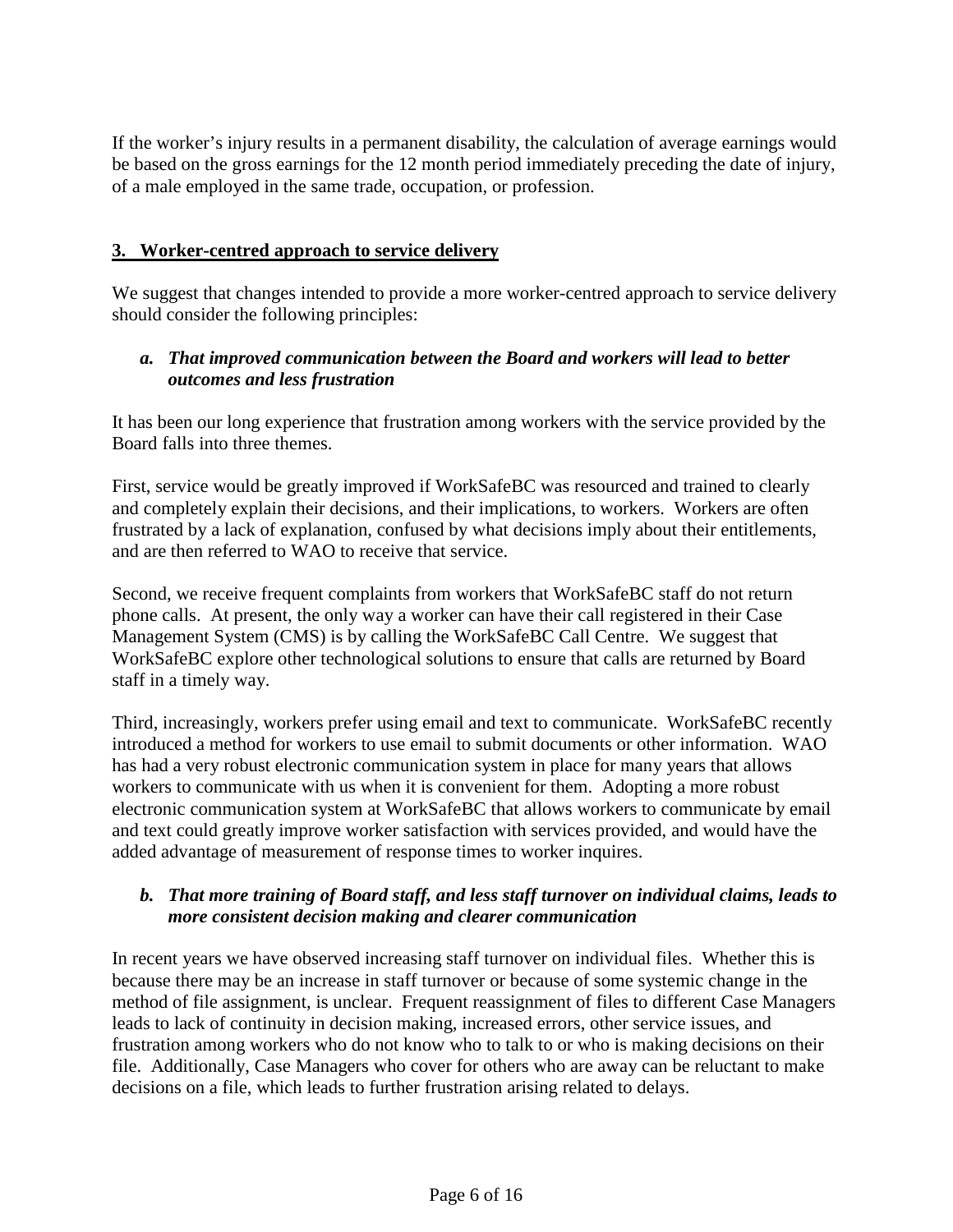If the worker's injury results in a permanent disability, the calculation of average earnings would be based on the gross earnings for the 12 month period immediately preceding the date of injury, of a male employed in the same trade, occupation, or profession.

## 3. Worker-centred approach to service delivery

We suggest that changes intended to provide a more worker-centred approach to service delivery should consider the following principles:

### *a. That improved communication between the Board and workers will lead to better outcomes and less frustration*

It has been our long experience that frustration among workers with the service provided by the Board falls into three themes.

First, service would be greatly improved if WorkSafeBC was resourced and trained to clearly and completely explain their decisions, and their implications, to workers. Workers are often frustrated by a lack of explanation, confused by what decisions imply about their entitlements, and are then referred to WAO to receive that service.

Second, we receive frequent complaints from workers that WorkSafeBC staff do not return phone calls. At present, the only way a worker can have their call registered in their Case Management System (CMS) is by calling the WorkSafeBC Call Centre. We suggest that WorkSafeBC explore other technological solutions to ensure that calls are returned by Board staff in a timely way.

Third, increasingly, workers prefer using email and text to communicate. WorkSafeBC recently introduced a method for workers to use email to submit documents or other information. WAO has had a very robust electronic communication system in place for many years that allows workers to communicate with us when it is convenient for them. Adopting a more robust electronic communication system at WorkSafeBC that allows workers to communicate by email and text could greatly improve worker satisfaction with services provided, and would have the added advantage of measurement of response times to worker inquires.

### *b. That more training of Board staff, and less staff turnover on individual claims, leads to more consistent decision making and clearer communication*

In recent years we have observed increasing staff turnover on individual files. Whether this is because there may be an increase in staff turnover or because of some systemic change in the method of file assignment, is unclear. Frequent reassignment of files to different Case Managers leads to lack of continuity in decision making, increased errors, other service issues, and frustration among workers who do not know who to talk to or who is making decisions on their file. Additionally, Case Managers who cover for others who are away can be reluctant to make decisions on a file, which leads to further frustration arising related to delays.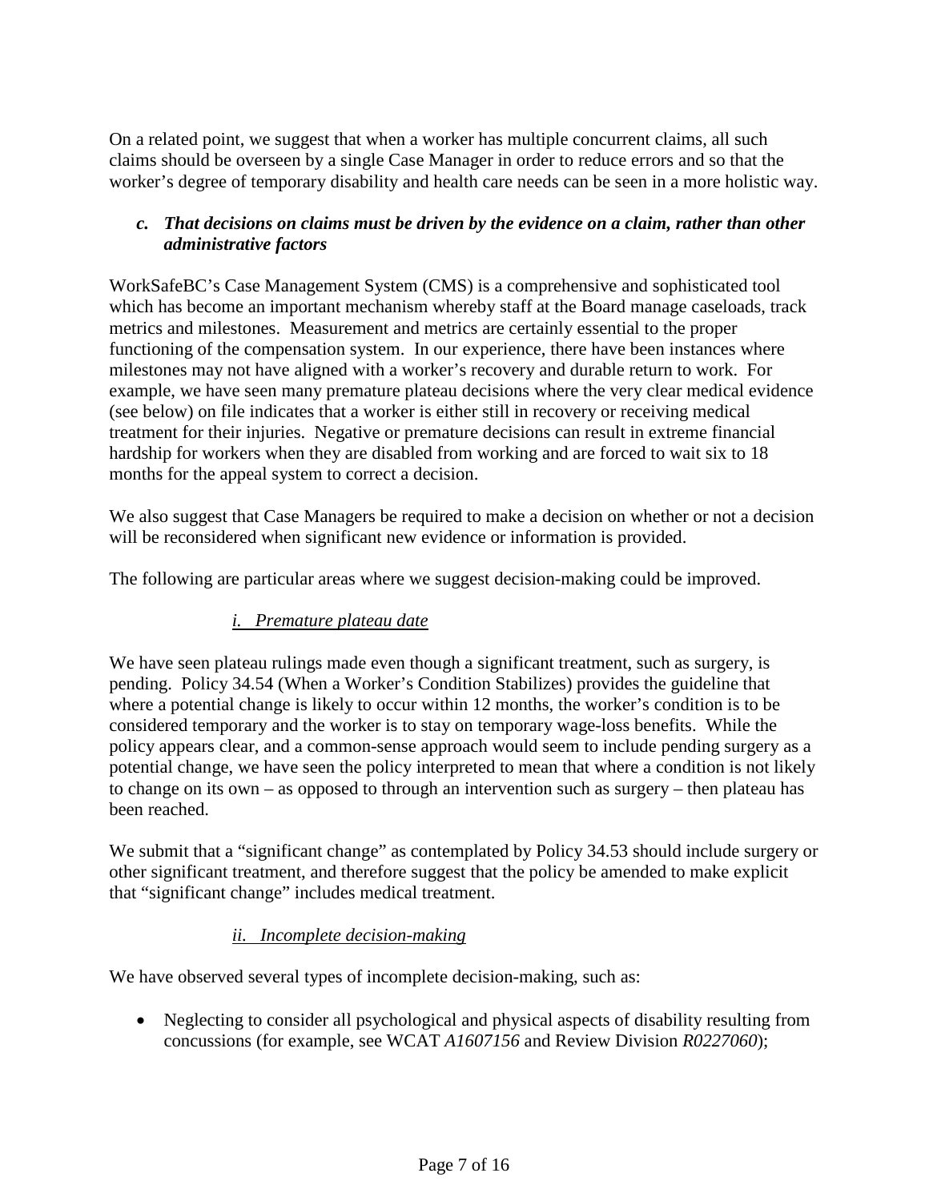On a related point, we suggest that when a worker has multiple concurrent claims, all such claims should be overseen by a single Case Manager in order to reduce errors and so that the worker's degree of temporary disability and health care needs can be seen in a more holistic way.

### *c. That decisions on claims must be driven by the evidence on a claim, rather than other administrative factors*

WorkSafeBC's Case Management System (CMS) is a comprehensive and sophisticated tool which has become an important mechanism whereby staff at the Board manage caseloads, track metrics and milestones. Measurement and metrics are certainly essential to the proper functioning of the compensation system. In our experience, there have been instances where milestones may not have aligned with a worker's recovery and durable return to work. For example, we have seen many premature plateau decisions where the very clear medical evidence (see below) on file indicates that a worker is either still in recovery or receiving medical treatment for their injuries. Negative or premature decisions can result in extreme financial hardship for workers when they are disabled from working and are forced to wait six to 18 months for the appeal system to correct a decision.

We also suggest that Case Managers be required to make a decision on whether or not a decision will be reconsidered when significant new evidence or information is provided.

The following are particular areas where we suggest decision-making could be improved.

#### *i. Premature plateau date*

We have seen plateau rulings made even though a significant treatment, such as surgery, is pending. Policy 34.54 (When a Worker's Condition Stabilizes) provides the guideline that where a potential change is likely to occur within 12 months, the worker's condition is to be considered temporary and the worker is to stay on temporary wage-loss benefits. While the policy appears clear, and a common-sense approach would seem to include pending surgery as a potential change, we have seen the policy interpreted to mean that where a condition is not likely to change on its own – as opposed to through an intervention such as surgery – then plateau has been reached.

We submit that a "significant change" as contemplated by Policy 34.53 should include surgery or other significant treatment, and therefore suggest that the policy be amended to make explicit that "significant change" includes medical treatment.

#### *ii. Incomplete decision-making*

We have observed several types of incomplete decision-making, such as:

- Neglecting to consider all psychological and physical aspects of disability resulting from concussions (for example, see WCAT *A1607156* and Review Division *R0227060*);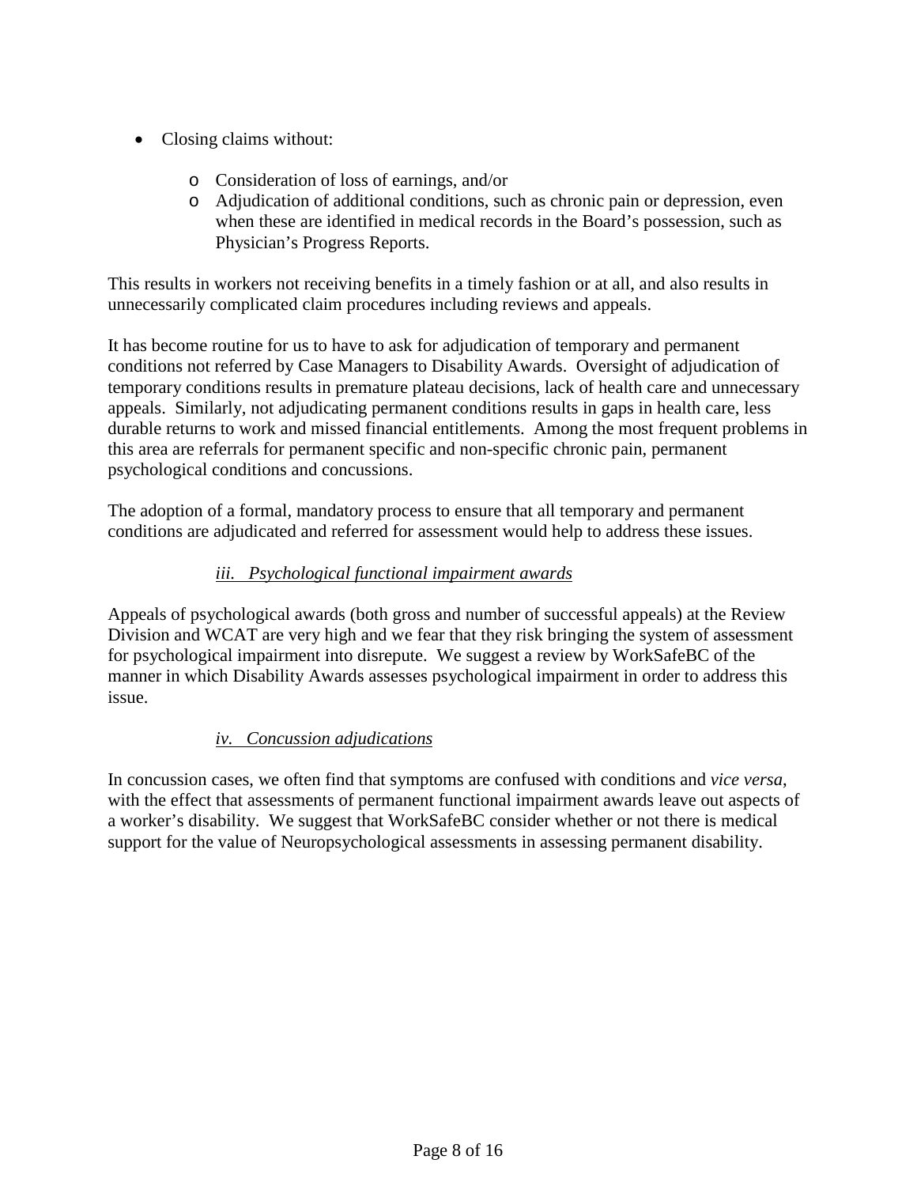- Closing claims without:
    - Consideration of loss of earnings, and/or
    - Adjudication of additional conditions, such as chronic pain or depression, even when these are identified in medical records in the Board's possession, such as Physician's Progress Reports.

This results in workers not receiving benefits in a timely fashion or at all, and also results in unnecessarily complicated claim procedures including reviews and appeals.

It has become routine for us to have to ask for adjudication of temporary and permanent conditions not referred by Case Managers to Disability Awards. Oversight of adjudication of temporary conditions results in premature plateau decisions, lack of health care and unnecessary appeals. Similarly, not adjudicating permanent conditions results in gaps in health care, less durable returns to work and missed financial entitlements. Among the most frequent problems in this area are referrals for permanent specific and non-specific chronic pain, permanent psychological conditions and concussions.

The adoption of a formal, mandatory process to ensure that all temporary and permanent conditions are adjudicated and referred for assessment would help to address these issues.

#### *iii. Psychological functional impairment awards*

Appeals of psychological awards (both gross and number of successful appeals) at the Review Division and WCAT are very high and we fear that they risk bringing the system of assessment for psychological impairment into disrepute. We suggest a review by WorkSafeBC of the manner in which Disability Awards assesses psychological impairment in order to address this issue.

#### *iv. Concussion adjudications*

In concussion cases, we often find that symptoms are confused with conditions and *vice versa*, with the effect that assessments of permanent functional impairment awards leave out aspects of a worker's disability. We suggest that WorkSafeBC consider whether or not there is medical support for the value of Neuropsychological assessments in assessing permanent disability.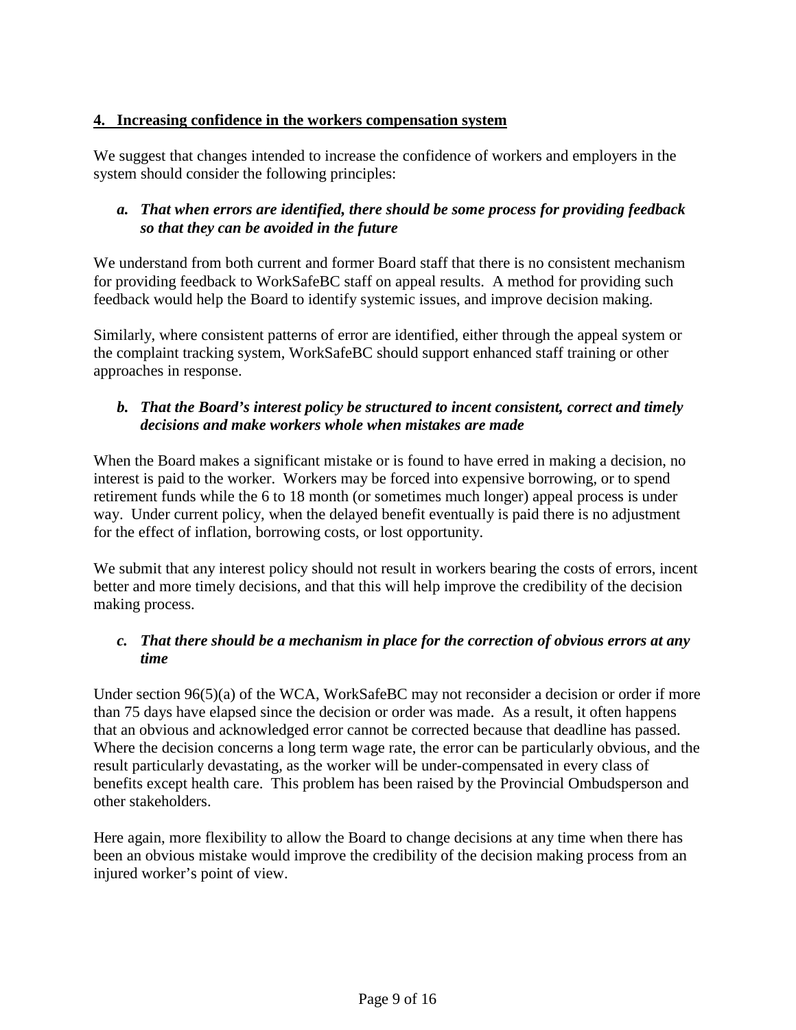## 4. Increasing confidence in the workers compensation system

We suggest that changes intended to increase the confidence of workers and employers in the system should consider the following principles:

### *a. That when errors are identified, there should be some process for providing feedback so that they can be avoided in the future*

We understand from both current and former Board staff that there is no consistent mechanism for providing feedback to WorkSafeBC staff on appeal results. A method for providing such feedback would help the Board to identify systemic issues, and improve decision making.

Similarly, where consistent patterns of error are identified, either through the appeal system or the complaint tracking system, WorkSafeBC should support enhanced staff training or other approaches in response.

### *b. That the Board's interest policy be structured to incent consistent, correct and timely decisions and make workers whole when mistakes are made*

When the Board makes a significant mistake or is found to have erred in making a decision, no interest is paid to the worker. Workers may be forced into expensive borrowing, or to spend retirement funds while the 6 to 18 month (or sometimes much longer) appeal process is under way. Under current policy, when the delayed benefit eventually is paid there is no adjustment for the effect of inflation, borrowing costs, or lost opportunity.

We submit that any interest policy should not result in workers bearing the costs of errors, incent better and more timely decisions, and that this will help improve the credibility of the decision making process.

### *c. That there should be a mechanism in place for the correction of obvious errors at any time*

Under section 96(5)(a) of the WCA, WorkSafeBC may not reconsider a decision or order if more than 75 days have elapsed since the decision or order was made. As a result, it often happens that an obvious and acknowledged error cannot be corrected because that deadline has passed. Where the decision concerns a long term wage rate, the error can be particularly obvious, and the result particularly devastating, as the worker will be under-compensated in every class of benefits except health care. This problem has been raised by the Provincial Ombudsperson and other stakeholders.

Here again, more flexibility to allow the Board to change decisions at any time when there has been an obvious mistake would improve the credibility of the decision making process from an injured worker's point of view.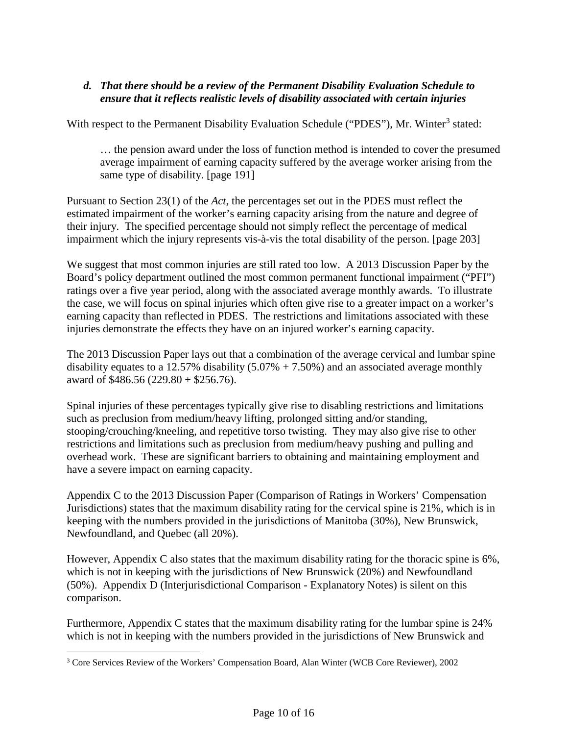### *d. That there should be a review of the Permanent Disability Evaluation Schedule to ensure that it reflects realistic levels of disability associated with certain injuries*

With respect to the Permanent Disability Evaluation Schedule ("PDES"), Mr. Winter[3] stated:

> … the pension award under the loss of function method is intended to cover the presumed average impairment of earning capacity suffered by the average worker arising from the same type of disability. [page 191]

Pursuant to Section 23(1) of the *Act*, the percentages set out in the PDES must reflect the estimated impairment of the worker's earning capacity arising from the nature and degree of their injury. The specified percentage should not simply reflect the percentage of medical impairment which the injury represents vis-à-vis the total disability of the person. [page 203]

We suggest that most common injuries are still rated too low. A 2013 Discussion Paper by the Board's policy department outlined the most common permanent functional impairment ("PFI") ratings over a five year period, along with the associated average monthly awards. To illustrate the case, we will focus on spinal injuries which often give rise to a greater impact on a worker's earning capacity than reflected in PDES. The restrictions and limitations associated with these injuries demonstrate the effects they have on an injured worker's earning capacity.

The 2013 Discussion Paper lays out that a combination of the average cervical and lumbar spine disability equates to a 12.57% disability (5.07% + 7.50%) and an associated average monthly award of $486.56 (229.80 + $256.76).

Spinal injuries of these percentages typically give rise to disabling restrictions and limitations such as preclusion from medium/heavy lifting, prolonged sitting and/or standing, stooping/crouching/kneeling, and repetitive torso twisting. They may also give rise to other restrictions and limitations such as preclusion from medium/heavy pushing and pulling and overhead work. These are significant barriers to obtaining and maintaining employment and have a severe impact on earning capacity.

Appendix C to the 2013 Discussion Paper (Comparison of Ratings in Workers' Compensation Jurisdictions) states that the maximum disability rating for the cervical spine is 21%, which is in keeping with the numbers provided in the jurisdictions of Manitoba (30%), New Brunswick, Newfoundland, and Quebec (all 20%).

However, Appendix C also states that the maximum disability rating for the thoracic spine is 6%, which is not in keeping with the jurisdictions of New Brunswick (20%) and Newfoundland (50%). Appendix D (Interjurisdictional Comparison - Explanatory Notes) is silent on this comparison.

Furthermore, Appendix C states that the maximum disability rating for the lumbar spine is 24% which is not in keeping with the numbers provided in the jurisdictions of New Brunswick and

[3] Core Services Review of the Workers' Compensation Board, Alan Winter (WCB Core Reviewer), 2002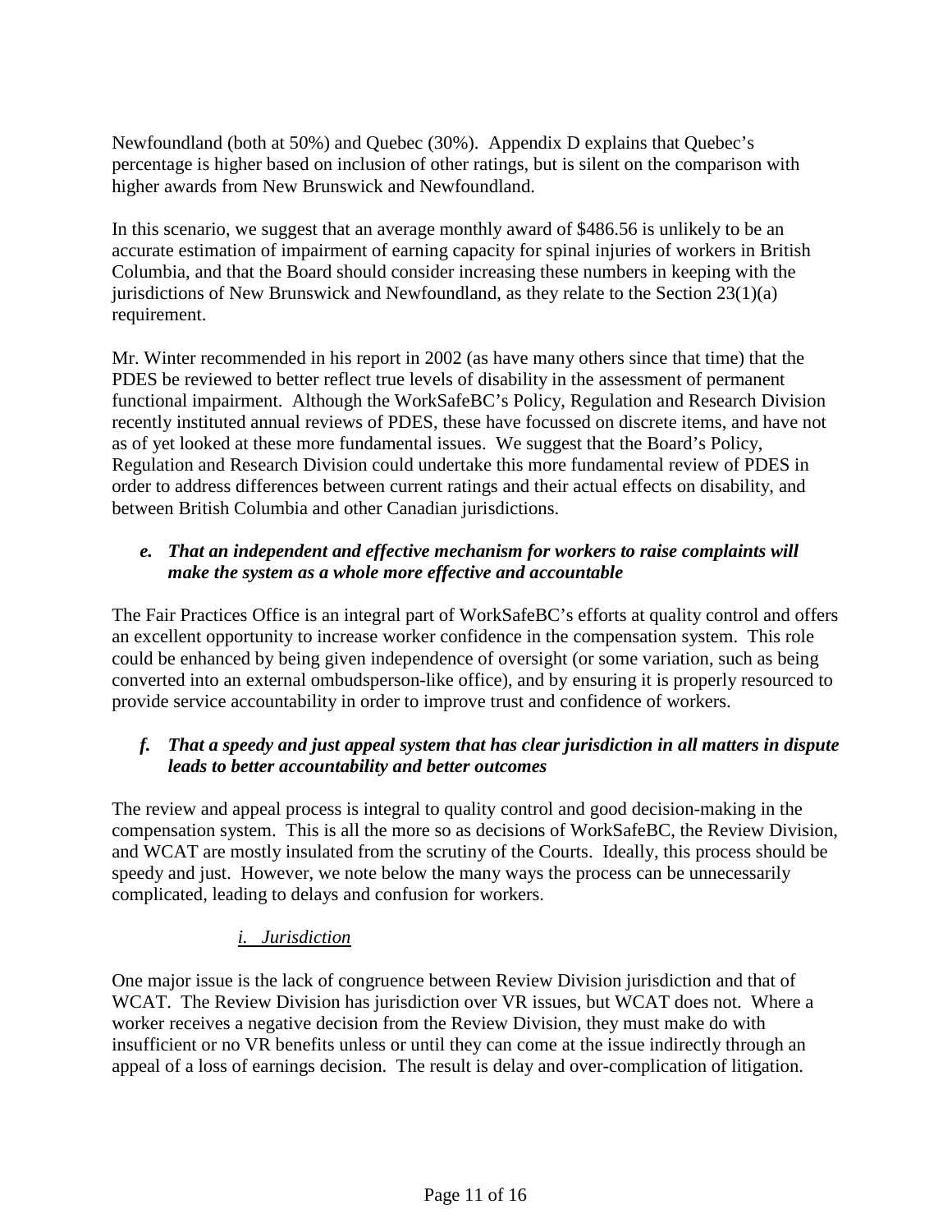Newfoundland (both at 50%) and Quebec (30%). Appendix D explains that Quebec's percentage is higher based on inclusion of other ratings, but is silent on the comparison with higher awards from New Brunswick and Newfoundland.

In this scenario, we suggest that an average monthly award of $486.56 is unlikely to be an accurate estimation of impairment of earning capacity for spinal injuries of workers in British Columbia, and that the Board should consider increasing these numbers in keeping with the jurisdictions of New Brunswick and Newfoundland, as they relate to the Section 23(1)(a) requirement.

Mr. Winter recommended in his report in 2002 (as have many others since that time) that the PDES be reviewed to better reflect true levels of disability in the assessment of permanent functional impairment. Although the WorkSafeBC's Policy, Regulation and Research Division recently instituted annual reviews of PDES, these have focussed on discrete items, and have not as of yet looked at these more fundamental issues. We suggest that the Board's Policy, Regulation and Research Division could undertake this more fundamental review of PDES in order to address differences between current ratings and their actual effects on disability, and between British Columbia and other Canadian jurisdictions.

### *e. That an independent and effective mechanism for workers to raise complaints will make the system as a whole more effective and accountable*

The Fair Practices Office is an integral part of WorkSafeBC's efforts at quality control and offers an excellent opportunity to increase worker confidence in the compensation system. This role could be enhanced by being given independence of oversight (or some variation, such as being converted into an external ombudsperson-like office), and by ensuring it is properly resourced to provide service accountability in order to improve trust and confidence of workers.

### *f. That a speedy and just appeal system that has clear jurisdiction in all matters in dispute leads to better accountability and better outcomes*

The review and appeal process is integral to quality control and good decision-making in the compensation system. This is all the more so as decisions of WorkSafeBC, the Review Division, and WCAT are mostly insulated from the scrutiny of the Courts. Ideally, this process should be speedy and just. However, we note below the many ways the process can be unnecessarily complicated, leading to delays and confusion for workers.

#### *i. Jurisdiction*

One major issue is the lack of congruence between Review Division jurisdiction and that of WCAT. The Review Division has jurisdiction over VR issues, but WCAT does not. Where a worker receives a negative decision from the Review Division, they must make do with insufficient or no VR benefits unless or until they can come at the issue indirectly through an appeal of a loss of earnings decision. The result is delay and over-complication of litigation.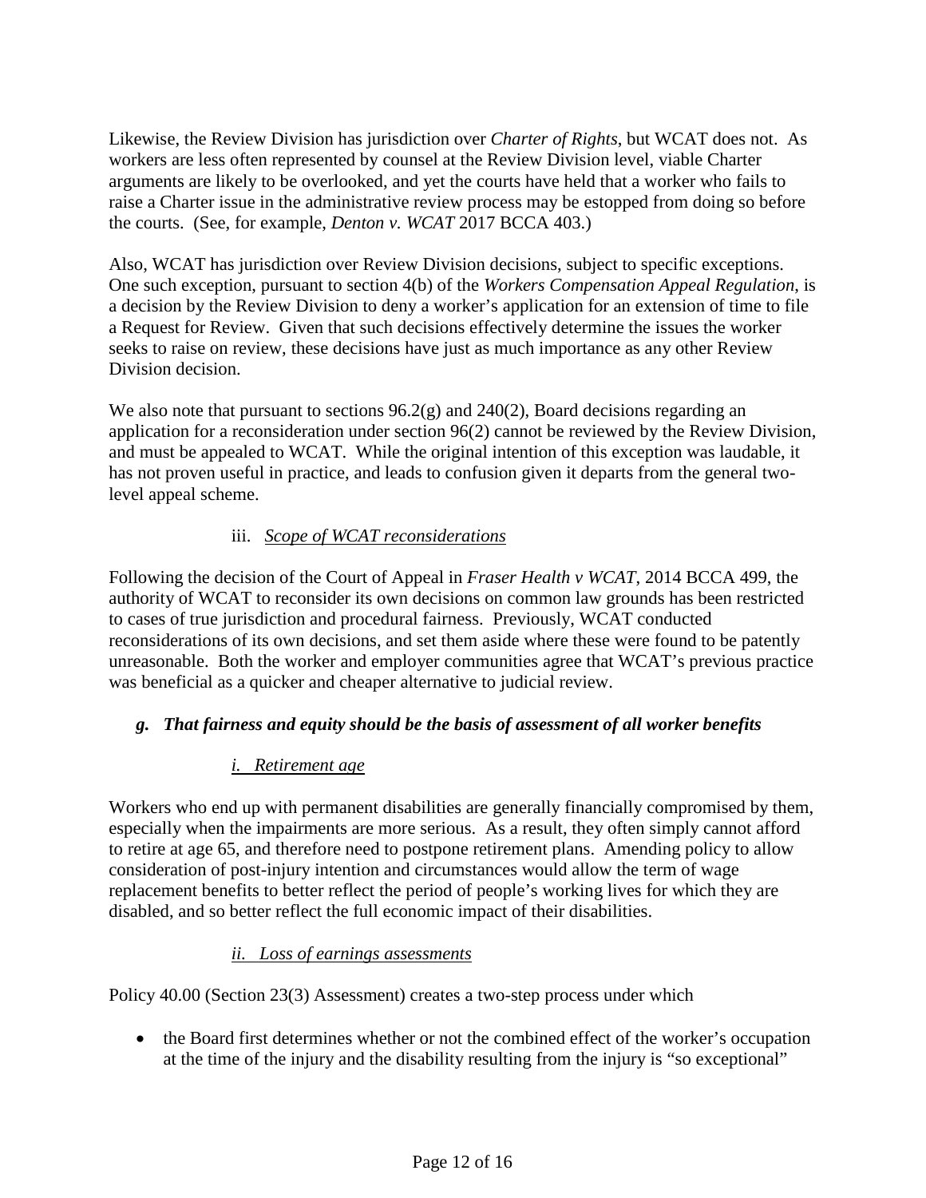Likewise, the Review Division has jurisdiction over *Charter of Rights*, but WCAT does not. As workers are less often represented by counsel at the Review Division level, viable Charter arguments are likely to be overlooked, and yet the courts have held that a worker who fails to raise a Charter issue in the administrative review process may be estopped from doing so before the courts. (See, for example, *Denton v. WCAT* 2017 BCCA 403.)

Also, WCAT has jurisdiction over Review Division decisions, subject to specific exceptions. One such exception, pursuant to section 4(b) of the *Workers Compensation Appeal Regulation*, is a decision by the Review Division to deny a worker's application for an extension of time to file a Request for Review. Given that such decisions effectively determine the issues the worker seeks to raise on review, these decisions have just as much importance as any other Review Division decision.

We also note that pursuant to sections 96.2(g) and 240(2), Board decisions regarding an application for a reconsideration under section 96(2) cannot be reviewed by the Review Division, and must be appealed to WCAT. While the original intention of this exception was laudable, it has not proven useful in practice, and leads to confusion given it departs from the general two-level appeal scheme.

iii. *Scope of WCAT reconsiderations*

Following the decision of the Court of Appeal in *Fraser Health v WCAT*, 2014 BCCA 499, the authority of WCAT to reconsider its own decisions on common law grounds has been restricted to cases of true jurisdiction and procedural fairness. Previously, WCAT conducted reconsiderations of its own decisions, and set them aside where these were found to be patently unreasonable. Both the worker and employer communities agree that WCAT's previous practice was beneficial as a quicker and cheaper alternative to judicial review.

### *g. That fairness and equity should be the basis of assessment of all worker benefits*

*i. Retirement age*

Workers who end up with permanent disabilities are generally financially compromised by them, especially when the impairments are more serious. As a result, they often simply cannot afford to retire at age 65, and therefore need to postpone retirement plans. Amending policy to allow consideration of post-injury intention and circumstances would allow the term of wage replacement benefits to better reflect the period of people's working lives for which they are disabled, and so better reflect the full economic impact of their disabilities.

*ii. Loss of earnings assessments*

Policy 40.00 (Section 23(3) Assessment) creates a two-step process under which

- the Board first determines whether or not the combined effect of the worker's occupation at the time of the injury and the disability resulting from the injury is "so exceptional"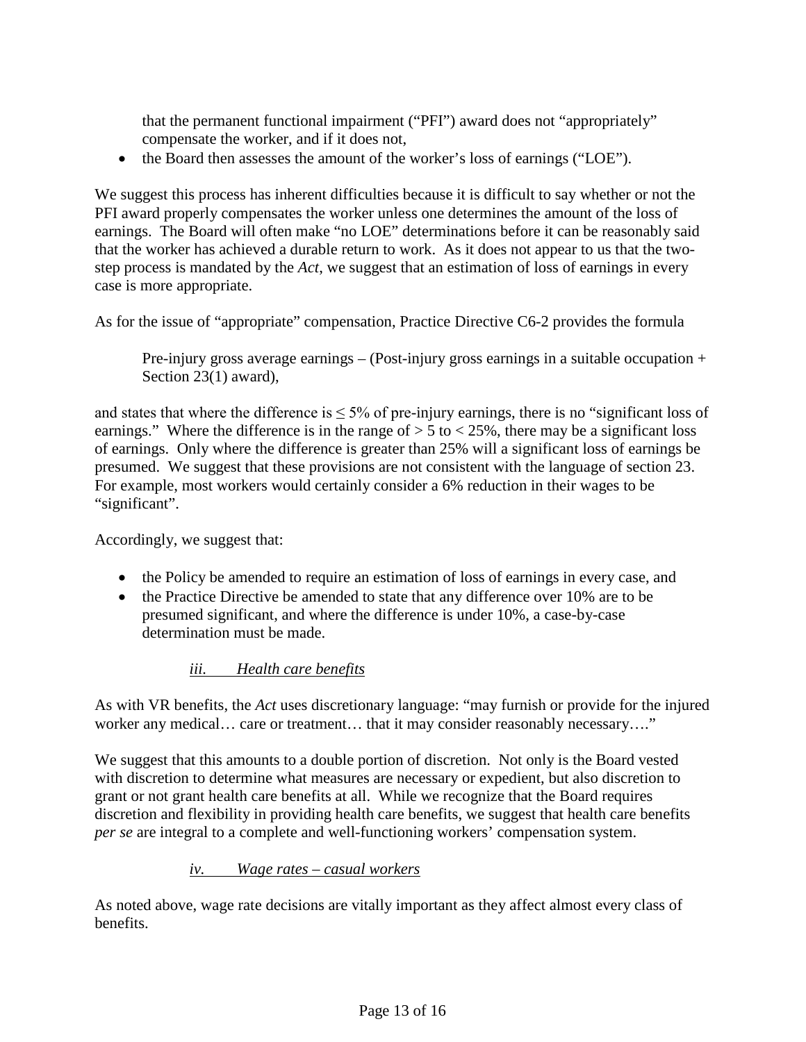that the permanent functional impairment ("PFI") award does not "appropriately" compensate the worker, and if it does not,

- the Board then assesses the amount of the worker's loss of earnings ("LOE").

We suggest this process has inherent difficulties because it is difficult to say whether or not the PFI award properly compensates the worker unless one determines the amount of the loss of earnings. The Board will often make "no LOE" determinations before it can be reasonably said that the worker has achieved a durable return to work. As it does not appear to us that the two-step process is mandated by the *Act*, we suggest that an estimation of loss of earnings in every case is more appropriate.

As for the issue of "appropriate" compensation, Practice Directive C6-2 provides the formula

> Pre-injury gross average earnings – (Post-injury gross earnings in a suitable occupation + Section 23(1) award),

and states that where the difference is $\leq 5\%$ of pre-injury earnings, there is no "significant loss of earnings." Where the difference is in the range of $> 5$ to $< 25\%$, there may be a significant loss of earnings. Only where the difference is greater than 25% will a significant loss of earnings be presumed. We suggest that these provisions are not consistent with the language of section 23. For example, most workers would certainly consider a 6% reduction in their wages to be "significant".

Accordingly, we suggest that:

- the Policy be amended to require an estimation of loss of earnings in every case, and
- the Practice Directive be amended to state that any difference over 10% are to be presumed significant, and where the difference is under 10%, a case-by-case determination must be made.

#### *iii. Health care benefits*

As with VR benefits, the *Act* uses discretionary language: "may furnish or provide for the injured worker any medical… care or treatment… that it may consider reasonably necessary…."

We suggest that this amounts to a double portion of discretion. Not only is the Board vested with discretion to determine what measures are necessary or expedient, but also discretion to grant or not grant health care benefits at all. While we recognize that the Board requires discretion and flexibility in providing health care benefits, we suggest that health care benefits *per se* are integral to a complete and well-functioning workers' compensation system.

#### *iv. Wage rates – casual workers*

As noted above, wage rate decisions are vitally important as they affect almost every class of benefits.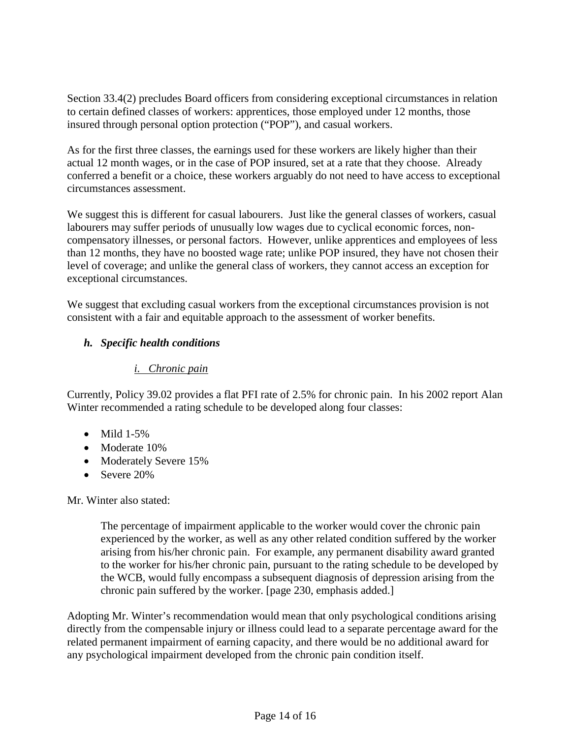Section 33.4(2) precludes Board officers from considering exceptional circumstances in relation to certain defined classes of workers: apprentices, those employed under 12 months, those insured through personal option protection ("POP"), and casual workers.

As for the first three classes, the earnings used for these workers are likely higher than their actual 12 month wages, or in the case of POP insured, set at a rate that they choose. Already conferred a benefit or a choice, these workers arguably do not need to have access to exceptional circumstances assessment.

We suggest this is different for casual labourers. Just like the general classes of workers, casual labourers may suffer periods of unusually low wages due to cyclical economic forces, non-compensatory illnesses, or personal factors. However, unlike apprentices and employees of less than 12 months, they have no boosted wage rate; unlike POP insured, they have not chosen their level of coverage; and unlike the general class of workers, they cannot access an exception for exceptional circumstances.

We suggest that excluding casual workers from the exceptional circumstances provision is not consistent with a fair and equitable approach to the assessment of worker benefits.

### *h. Specific health conditions*

#### *i. Chronic pain*

Currently, Policy 39.02 provides a flat PFI rate of 2.5% for chronic pain. In his 2002 report Alan Winter recommended a rating schedule to be developed along four classes:

- Mild 1-5%
- Moderate 10%
- Moderately Severe 15%
- Severe 20%

Mr. Winter also stated:

> The percentage of impairment applicable to the worker would cover the chronic pain experienced by the worker, as well as any other related condition suffered by the worker arising from his/her chronic pain. For example, any permanent disability award granted to the worker for his/her chronic pain, pursuant to the rating schedule to be developed by the WCB, would fully encompass a subsequent diagnosis of depression arising from the chronic pain suffered by the worker. [page 230, emphasis added.]

Adopting Mr. Winter's recommendation would mean that only psychological conditions arising directly from the compensable injury or illness could lead to a separate percentage award for the related permanent impairment of earning capacity, and there would be no additional award for any psychological impairment developed from the chronic pain condition itself.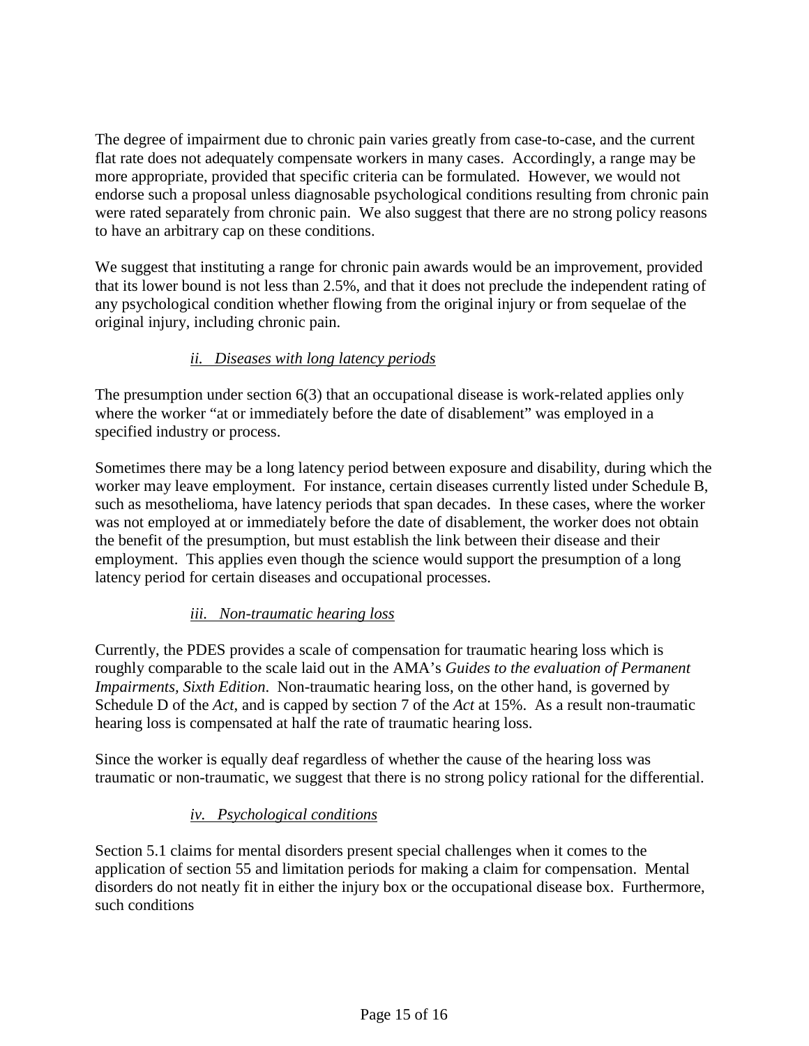The degree of impairment due to chronic pain varies greatly from case-to-case, and the current flat rate does not adequately compensate workers in many cases. Accordingly, a range may be more appropriate, provided that specific criteria can be formulated. However, we would not endorse such a proposal unless diagnosable psychological conditions resulting from chronic pain were rated separately from chronic pain. We also suggest that there are no strong policy reasons to have an arbitrary cap on these conditions.

We suggest that instituting a range for chronic pain awards would be an improvement, provided that its lower bound is not less than 2.5%, and that it does not preclude the independent rating of any psychological condition whether flowing from the original injury or from sequelae of the original injury, including chronic pain.

#### *ii. Diseases with long latency periods*

The presumption under section 6(3) that an occupational disease is work-related applies only where the worker "at or immediately before the date of disablement" was employed in a specified industry or process.

Sometimes there may be a long latency period between exposure and disability, during which the worker may leave employment. For instance, certain diseases currently listed under Schedule B, such as mesothelioma, have latency periods that span decades. In these cases, where the worker was not employed at or immediately before the date of disablement, the worker does not obtain the benefit of the presumption, but must establish the link between their disease and their employment. This applies even though the science would support the presumption of a long latency period for certain diseases and occupational processes.

#### *iii. Non-traumatic hearing loss*

Currently, the PDES provides a scale of compensation for traumatic hearing loss which is roughly comparable to the scale laid out in the AMA's *Guides to the evaluation of Permanent Impairments, Sixth Edition*. Non-traumatic hearing loss, on the other hand, is governed by Schedule D of the *Act*, and is capped by section 7 of the *Act* at 15%. As a result non-traumatic hearing loss is compensated at half the rate of traumatic hearing loss.

Since the worker is equally deaf regardless of whether the cause of the hearing loss was traumatic or non-traumatic, we suggest that there is no strong policy rational for the differential.

#### *iv. Psychological conditions*

Section 5.1 claims for mental disorders present special challenges when it comes to the application of section 55 and limitation periods for making a claim for compensation. Mental disorders do not neatly fit in either the injury box or the occupational disease box. Furthermore, such conditions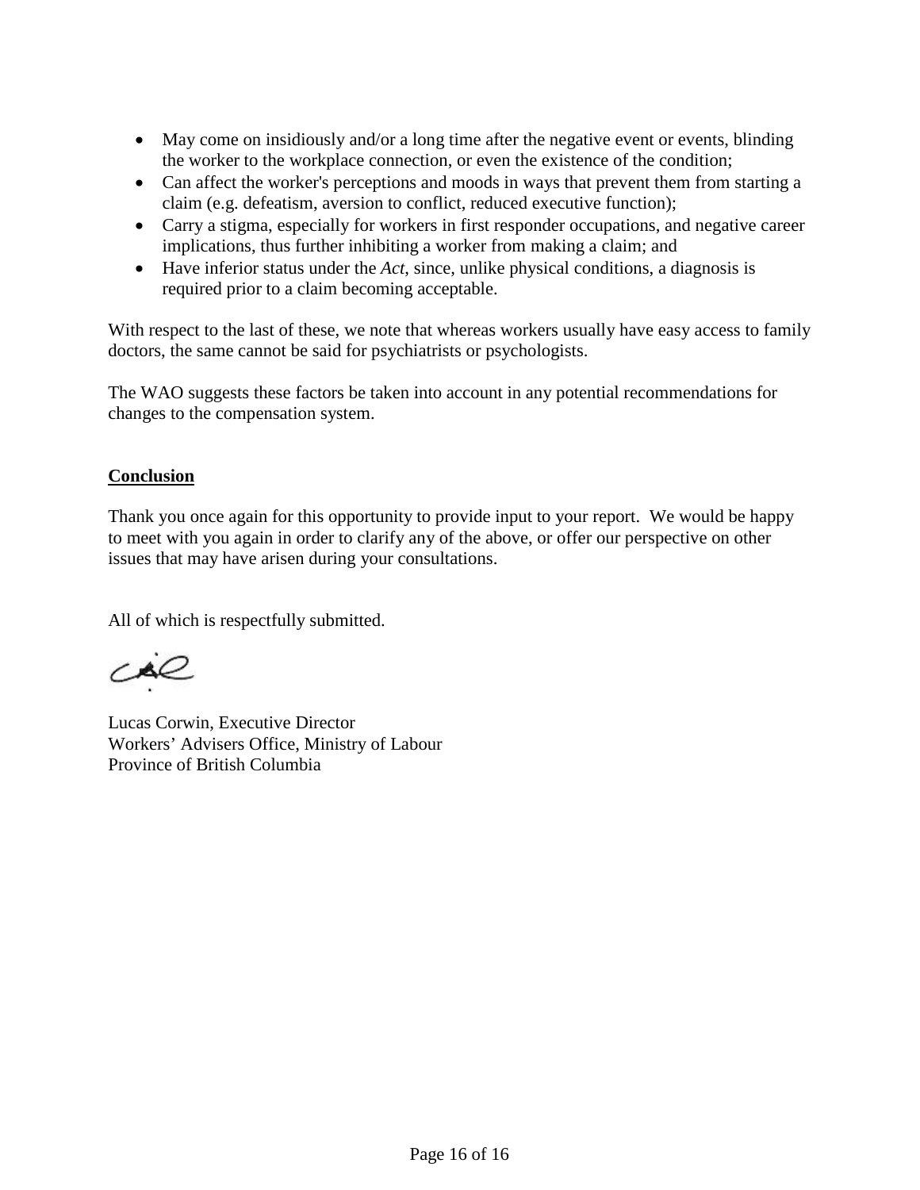- May come on insidiously and/or a long time after the negative event or events, blinding the worker to the workplace connection, or even the existence of the condition;
- Can affect the worker's perceptions and moods in ways that prevent them from starting a claim (e.g. defeatism, aversion to conflict, reduced executive function);
- Carry a stigma, especially for workers in first responder occupations, and negative career implications, thus further inhibiting a worker from making a claim; and
- Have inferior status under the *Act*, since, unlike physical conditions, a diagnosis is required prior to a claim becoming acceptable.

With respect to the last of these, we note that whereas workers usually have easy access to family doctors, the same cannot be said for psychiatrists or psychologists.

The WAO suggests these factors be taken into account in any potential recommendations for changes to the compensation system.

## Conclusion

Thank you once again for this opportunity to provide input to your report. We would be happy to meet with you again in order to clarify any of the above, or offer our perspective on other issues that may have arisen during your consultations.

All of which is respectfully submitted.

Lucas Corwin, Executive Director
Workers' Advisers Office, Ministry of Labour
Province of British Columbia